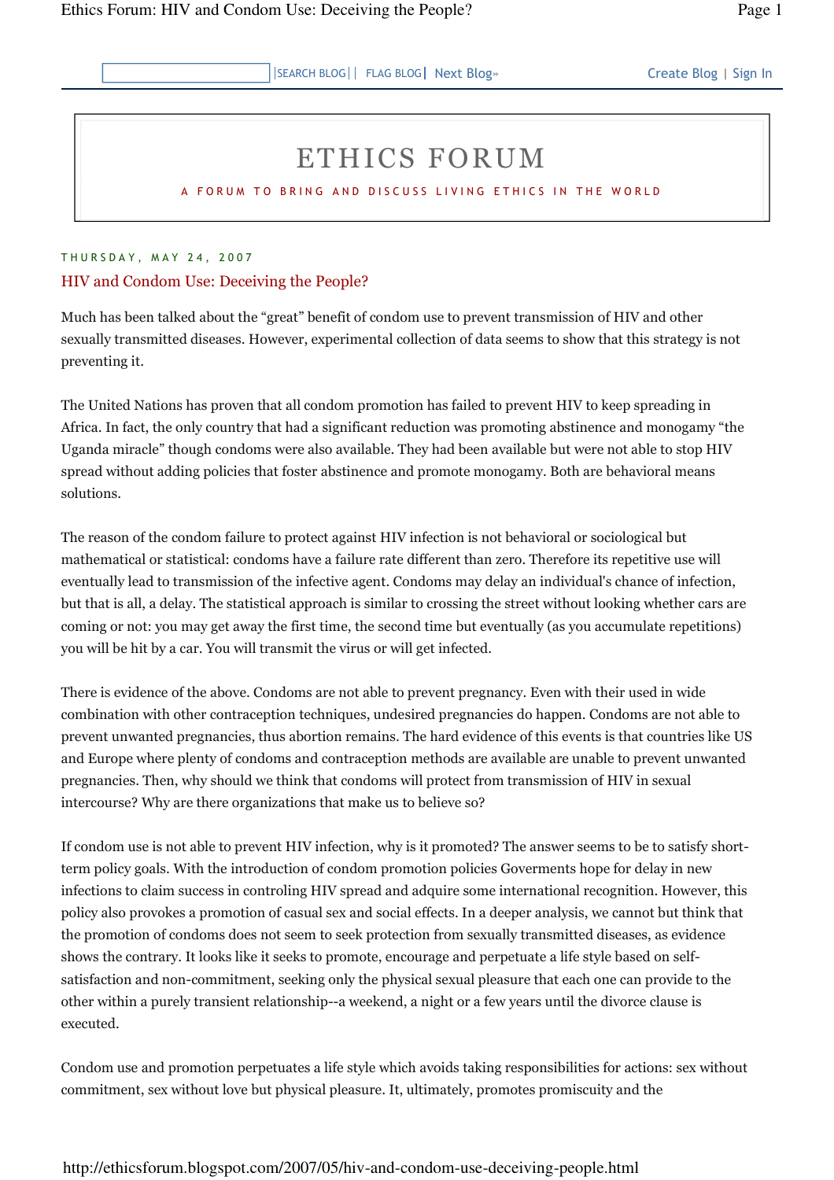# ETHICS FORUM

A FORUM TO BRING AND DISCUSS LIVING ETHICS IN THE WORLD

THURSDAY, MAY 24, 2007

## HIV and Condom Use: Deceiving the People?

Much has been talked about the "great" benefit of condom use to prevent transmission of HIV and other sexually transmitted diseases. However, experimental collection of data seems to show that this strategy is not preventing it.

The United Nations has proven that all condom promotion has failed to prevent HIV to keep spreading in Africa. In fact, the only country that had a significant reduction was promoting abstinence and monogamy "the Uganda miracle" though condoms were also available. They had been available but were not able to stop HIV spread without adding policies that foster abstinence and promote monogamy. Both are behavioral means solutions.

The reason of the condom failure to protect against HIV infection is not behavioral or sociological but mathematical or statistical: condoms have a failure rate different than zero. Therefore its repetitive use will eventually lead to transmission of the infective agent. Condoms may delay an individual's chance of infection, but that is all, a delay. The statistical approach is similar to crossing the street without looking whether cars are coming or not: you may get away the first time, the second time but eventually (as you accumulate repetitions) you will be hit by a car. You will transmit the virus or will get infected.

There is evidence of the above. Condoms are not able to prevent pregnancy. Even with their used in wide combination with other contraception techniques, undesired pregnancies do happen. Condoms are not able to prevent unwanted pregnancies, thus abortion remains. The hard evidence of this events is that countries like US and Europe where plenty of condoms and contraception methods are available are unable to prevent unwanted pregnancies. Then, why should we think that condoms will protect from transmission of HIV in sexual intercourse? Why are there organizations that make us to believe so?

If condom use is not able to prevent HIV infection, why is it promoted? The answer seems to be to satisfy short-term policy goals. With the introduction of condom promotion policies Goverments hope for delay in new infections to claim success in controling HIV spread and adquire some international recognition. However, this policy also provokes a promotion of casual sex and social effects. In a deeper analysis, we cannot but think that the promotion of condoms does not seem to seek protection from sexually transmitted diseases, as evidence shows the contrary. It looks like it seeks to promote, encourage and perpetuate a life style based on self-satisfaction and non-commitment, seeking only the physical sexual pleasure that each one can provide to the other within a purely transient relationship--a weekend, a night or a few years until the divorce clause is executed.

Condom use and promotion perpetuates a life style which avoids taking responsibilities for actions: sex without commitment, sex without love but physical pleasure. It, ultimately, promotes promiscuity and the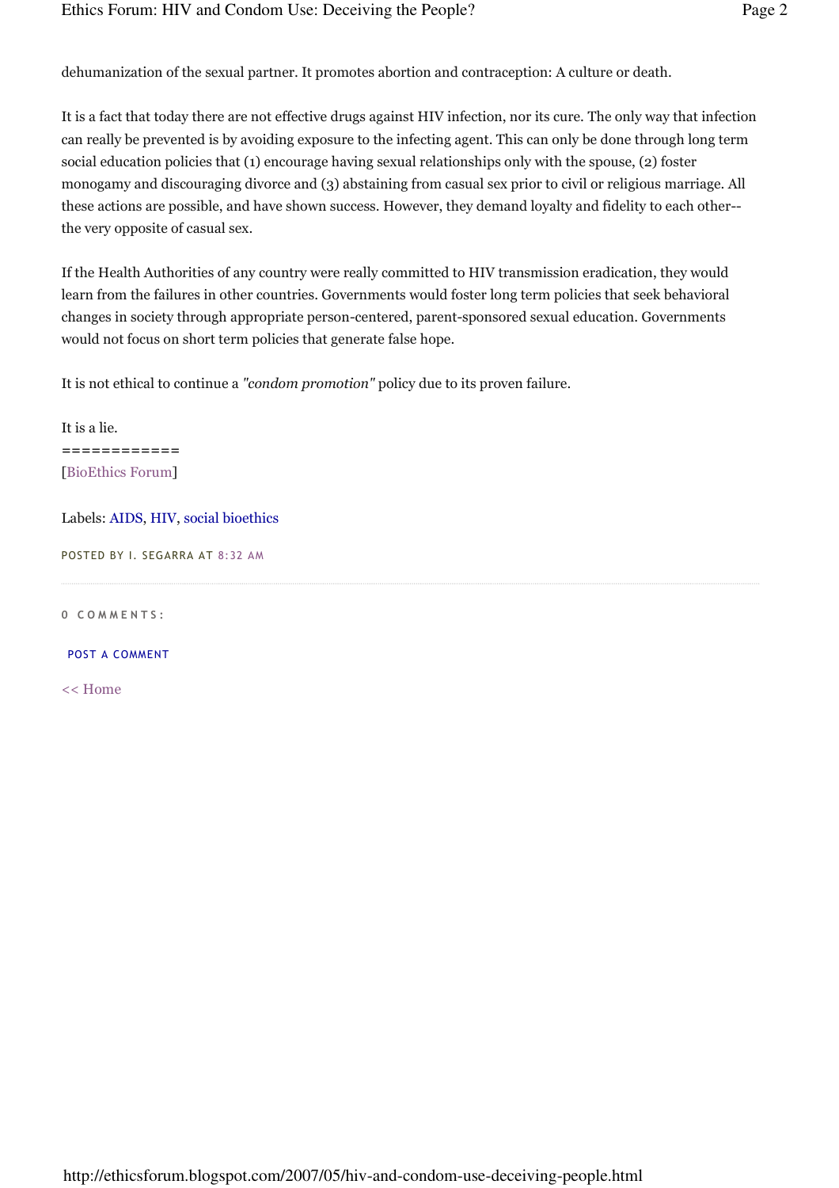dehumanization of the sexual partner. It promotes abortion and contraception: A culture or death.

It is a fact that today there are not effective drugs against HIV infection, nor its cure. The only way that infection can really be prevented is by avoiding exposure to the infecting agent. This can only be done through long term social education policies that (1) encourage having sexual relationships only with the spouse, (2) foster monogamy and discouraging divorce and (3) abstaining from casual sex prior to civil or religious marriage. All these actions are possible, and have shown success. However, they demand loyalty and fidelity to each other--the very opposite of casual sex.

If the Health Authorities of any country were really committed to HIV transmission eradication, they would learn from the failures in other countries. Governments would foster long term policies that seek behavioral changes in society through appropriate person-centered, parent-sponsored sexual education. Governments would not focus on short term policies that generate false hope.

It is not ethical to continue a *"condom promotion"* policy due to its proven failure.

It is a lie.
===========
[BioEthics Forum]

Labels: AIDS, HIV, social bioethics

POSTED BY I. SEGARRA AT 8:32 AM

0 COMMENTS:

POST A COMMENT

<< Home